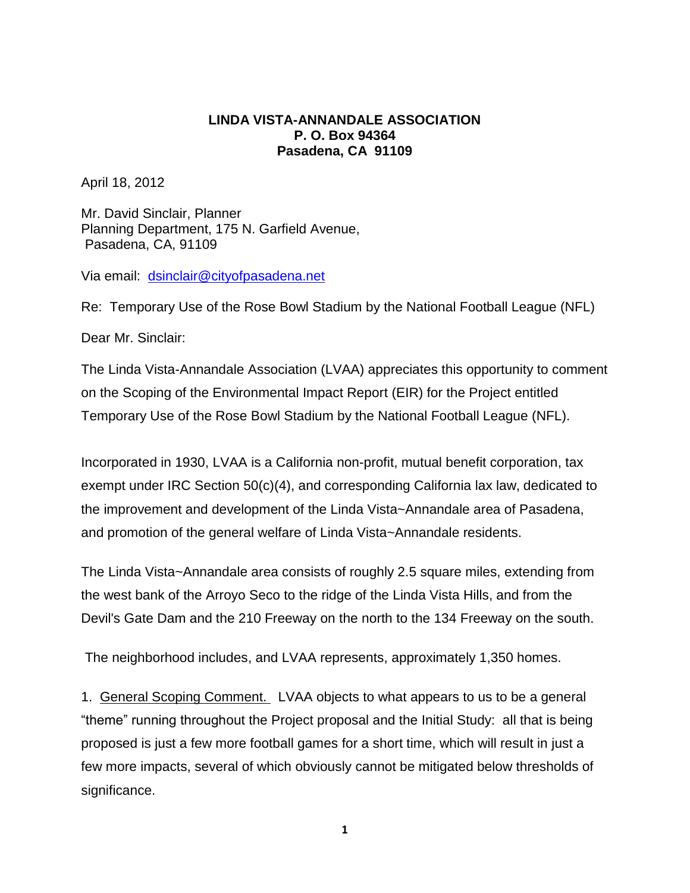**LINDA VISTA-ANNANDALE ASSOCIATION**
**P. O. Box 94364**
**Pasadena, CA 91109**

April 18, 2012

Mr. David Sinclair, Planner
Planning Department, 175 N. Garfield Avenue,
Pasadena, CA, 91109

Via email: dsinclair@cityofpasadena.net

Re: Temporary Use of the Rose Bowl Stadium by the National Football League (NFL)

Dear Mr. Sinclair:

The Linda Vista-Annandale Association (LVAA) appreciates this opportunity to comment on the Scoping of the Environmental Impact Report (EIR) for the Project entitled Temporary Use of the Rose Bowl Stadium by the National Football League (NFL).

Incorporated in 1930, LVAA is a California non-profit, mutual benefit corporation, tax exempt under IRC Section 50(c)(4), and corresponding California lax law, dedicated to the improvement and development of the Linda Vista~Annandale area of Pasadena, and promotion of the general welfare of Linda Vista~Annandale residents.

The Linda Vista~Annandale area consists of roughly 2.5 square miles, extending from the west bank of the Arroyo Seco to the ridge of the Linda Vista Hills, and from the Devil's Gate Dam and the 210 Freeway on the north to the 134 Freeway on the south.

The neighborhood includes, and LVAA represents, approximately 1,350 homes.

1. General Scoping Comment. LVAA objects to what appears to us to be a general "theme" running throughout the Project proposal and the Initial Study: all that is being proposed is just a few more football games for a short time, which will result in just a few more impacts, several of which obviously cannot be mitigated below thresholds of significance.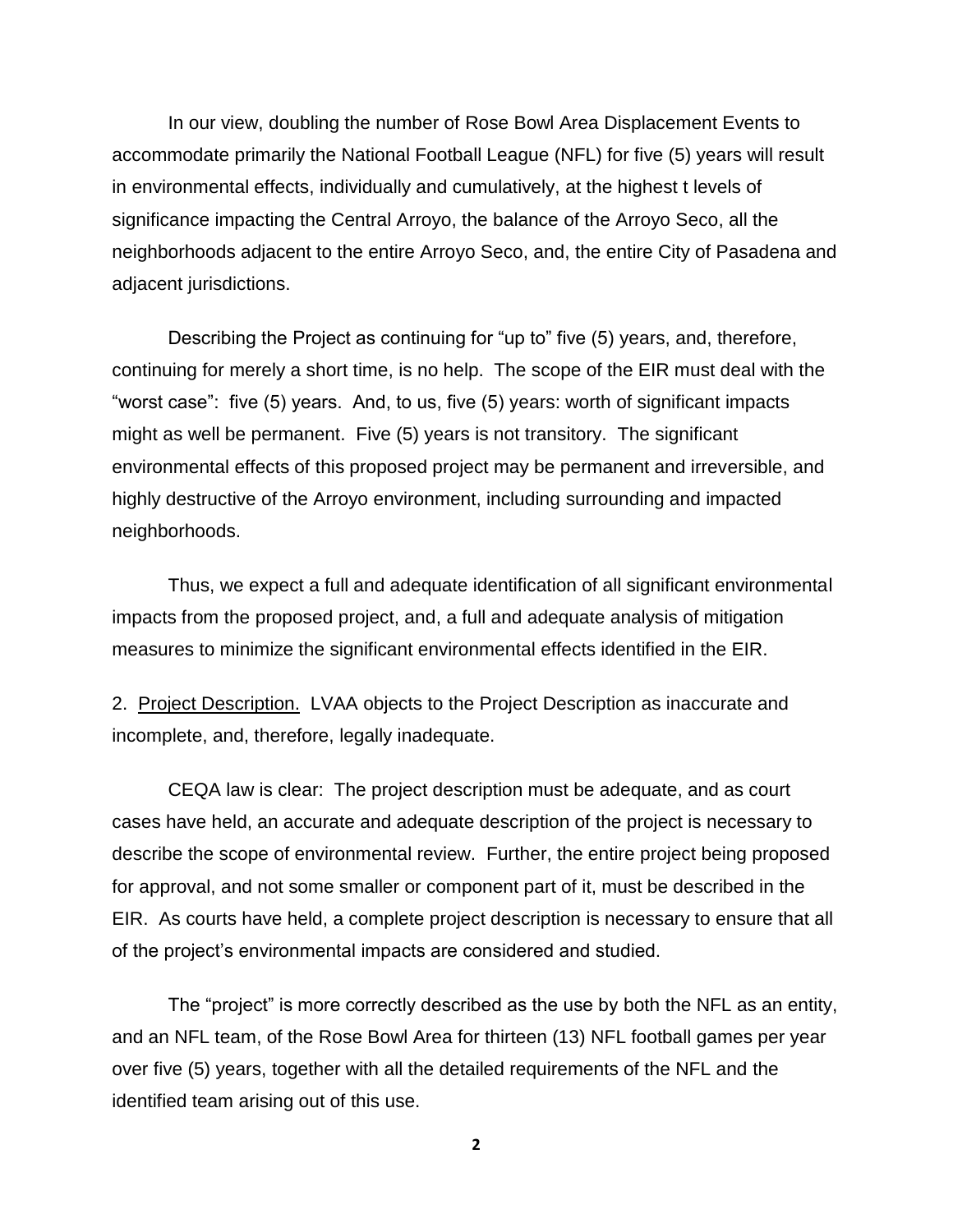In our view, doubling the number of Rose Bowl Area Displacement Events to accommodate primarily the National Football League (NFL) for five (5) years will result in environmental effects, individually and cumulatively, at the highest t levels of significance impacting the Central Arroyo, the balance of the Arroyo Seco, all the neighborhoods adjacent to the entire Arroyo Seco, and, the entire City of Pasadena and adjacent jurisdictions.

Describing the Project as continuing for "up to" five (5) years, and, therefore, continuing for merely a short time, is no help. The scope of the EIR must deal with the "worst case": five (5) years. And, to us, five (5) years: worth of significant impacts might as well be permanent. Five (5) years is not transitory. The significant environmental effects of this proposed project may be permanent and irreversible, and highly destructive of the Arroyo environment, including surrounding and impacted neighborhoods.

Thus, we expect a full and adequate identification of all significant environmental impacts from the proposed project, and, a full and adequate analysis of mitigation measures to minimize the significant environmental effects identified in the EIR.

2. Project Description. LVAA objects to the Project Description as inaccurate and incomplete, and, therefore, legally inadequate.

CEQA law is clear: The project description must be adequate, and as court cases have held, an accurate and adequate description of the project is necessary to describe the scope of environmental review. Further, the entire project being proposed for approval, and not some smaller or component part of it, must be described in the EIR. As courts have held, a complete project description is necessary to ensure that all of the project's environmental impacts are considered and studied.

The "project" is more correctly described as the use by both the NFL as an entity, and an NFL team, of the Rose Bowl Area for thirteen (13) NFL football games per year over five (5) years, together with all the detailed requirements of the NFL and the identified team arising out of this use.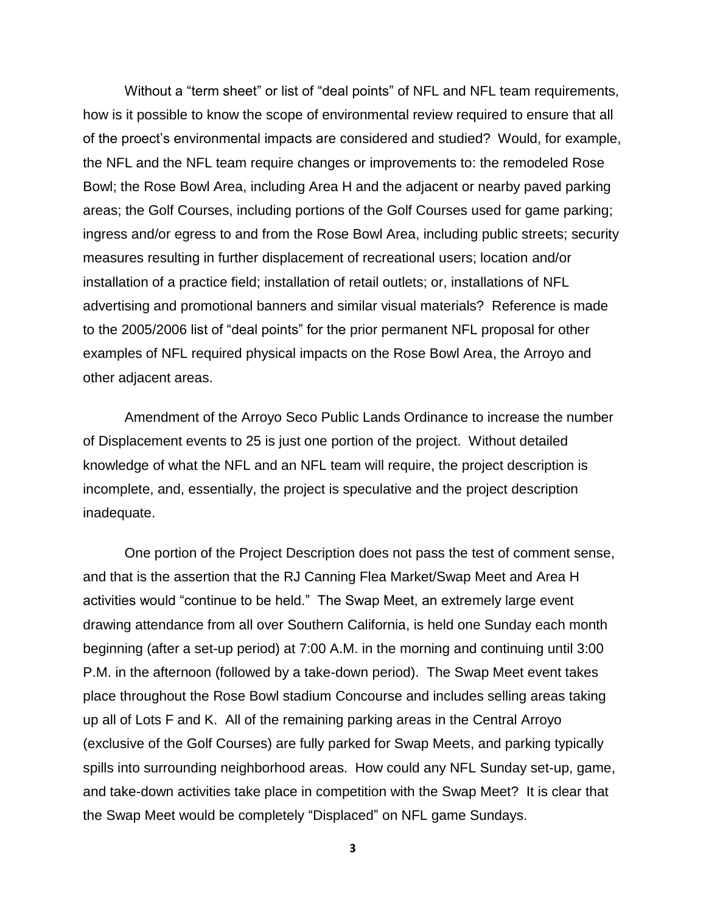Without a "term sheet" or list of "deal points" of NFL and NFL team requirements, how is it possible to know the scope of environmental review required to ensure that all of the proect's environmental impacts are considered and studied? Would, for example, the NFL and the NFL team require changes or improvements to: the remodeled Rose Bowl; the Rose Bowl Area, including Area H and the adjacent or nearby paved parking areas; the Golf Courses, including portions of the Golf Courses used for game parking; ingress and/or egress to and from the Rose Bowl Area, including public streets; security measures resulting in further displacement of recreational users; location and/or installation of a practice field; installation of retail outlets; or, installations of NFL advertising and promotional banners and similar visual materials? Reference is made to the 2005/2006 list of "deal points" for the prior permanent NFL proposal for other examples of NFL required physical impacts on the Rose Bowl Area, the Arroyo and other adjacent areas.

Amendment of the Arroyo Seco Public Lands Ordinance to increase the number of Displacement events to 25 is just one portion of the project. Without detailed knowledge of what the NFL and an NFL team will require, the project description is incomplete, and, essentially, the project is speculative and the project description inadequate.

One portion of the Project Description does not pass the test of comment sense, and that is the assertion that the RJ Canning Flea Market/Swap Meet and Area H activities would "continue to be held." The Swap Meet, an extremely large event drawing attendance from all over Southern California, is held one Sunday each month beginning (after a set-up period) at 7:00 A.M. in the morning and continuing until 3:00 P.M. in the afternoon (followed by a take-down period). The Swap Meet event takes place throughout the Rose Bowl stadium Concourse and includes selling areas taking up all of Lots F and K. All of the remaining parking areas in the Central Arroyo (exclusive of the Golf Courses) are fully parked for Swap Meets, and parking typically spills into surrounding neighborhood areas. How could any NFL Sunday set-up, game, and take-down activities take place in competition with the Swap Meet? It is clear that the Swap Meet would be completely "Displaced" on NFL game Sundays.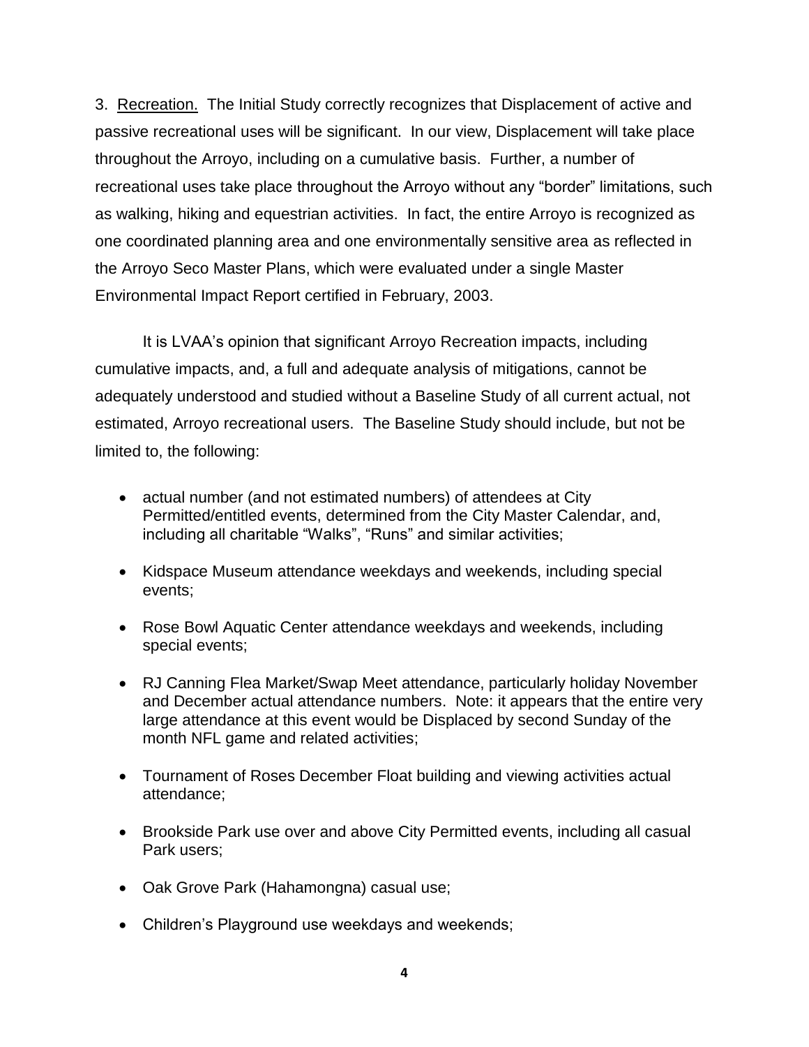3. <u>Recreation.</u> The Initial Study correctly recognizes that Displacement of active and passive recreational uses will be significant. In our view, Displacement will take place throughout the Arroyo, including on a cumulative basis. Further, a number of recreational uses take place throughout the Arroyo without any "border" limitations, such as walking, hiking and equestrian activities. In fact, the entire Arroyo is recognized as one coordinated planning area and one environmentally sensitive area as reflected in the Arroyo Seco Master Plans, which were evaluated under a single Master Environmental Impact Report certified in February, 2003.

It is LVAA's opinion that significant Arroyo Recreation impacts, including cumulative impacts, and, a full and adequate analysis of mitigations, cannot be adequately understood and studied without a Baseline Study of all current actual, not estimated, Arroyo recreational users. The Baseline Study should include, but not be limited to, the following:

- actual number (and not estimated numbers) of attendees at City Permitted/entitled events, determined from the City Master Calendar, and, including all charitable "Walks", "Runs" and similar activities;
- Kidspace Museum attendance weekdays and weekends, including special events;
- Rose Bowl Aquatic Center attendance weekdays and weekends, including special events;
- RJ Canning Flea Market/Swap Meet attendance, particularly holiday November and December actual attendance numbers. Note: it appears that the entire very large attendance at this event would be Displaced by second Sunday of the month NFL game and related activities;
- Tournament of Roses December Float building and viewing activities actual attendance;
- Brookside Park use over and above City Permitted events, including all casual Park users;
- Oak Grove Park (Hahamongna) casual use;
- Children's Playground use weekdays and weekends;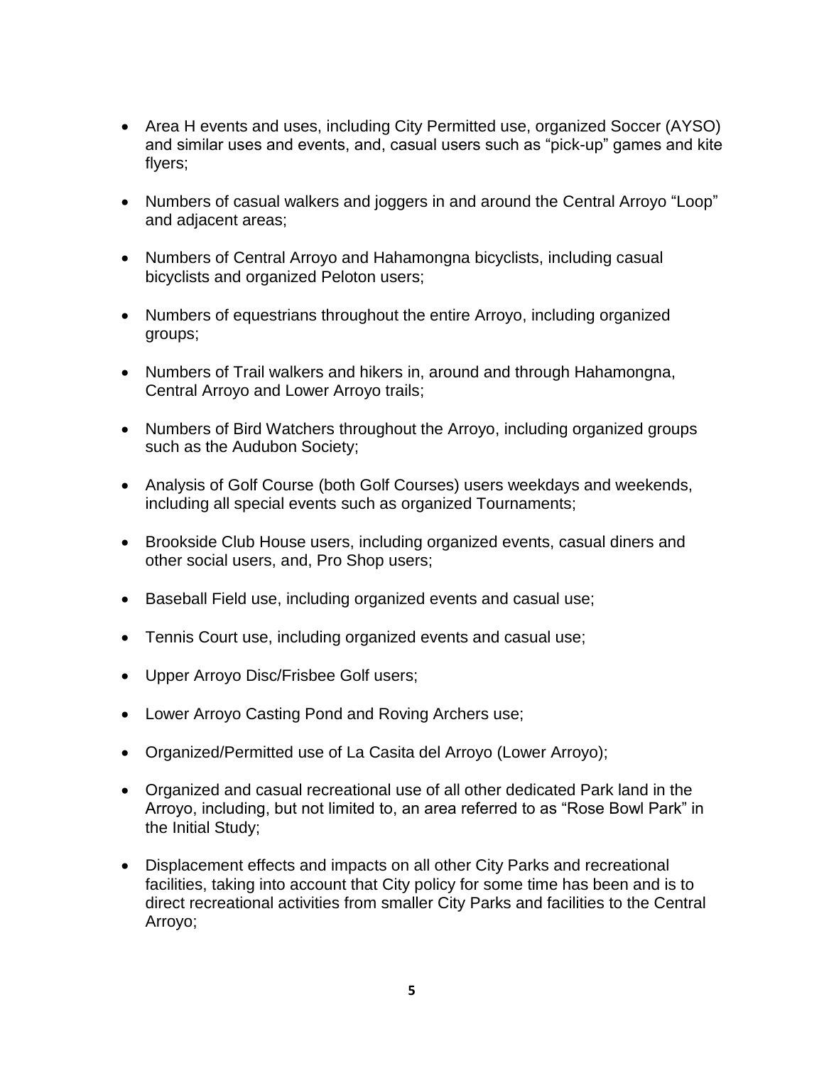- Area H events and uses, including City Permitted use, organized Soccer (AYSO) and similar uses and events, and, casual users such as "pick-up" games and kite flyers;

- Numbers of casual walkers and joggers in and around the Central Arroyo "Loop" and adjacent areas;

- Numbers of Central Arroyo and Hahamongna bicyclists, including casual bicyclists and organized Peloton users;

- Numbers of equestrians throughout the entire Arroyo, including organized groups;

- Numbers of Trail walkers and hikers in, around and through Hahamongna, Central Arroyo and Lower Arroyo trails;

- Numbers of Bird Watchers throughout the Arroyo, including organized groups such as the Audubon Society;

- Analysis of Golf Course (both Golf Courses) users weekdays and weekends, including all special events such as organized Tournaments;

- Brookside Club House users, including organized events, casual diners and other social users, and, Pro Shop users;

- Baseball Field use, including organized events and casual use;

- Tennis Court use, including organized events and casual use;

- Upper Arroyo Disc/Frisbee Golf users;

- Lower Arroyo Casting Pond and Roving Archers use;

- Organized/Permitted use of La Casita del Arroyo (Lower Arroyo);

- Organized and casual recreational use of all other dedicated Park land in the Arroyo, including, but not limited to, an area referred to as "Rose Bowl Park" in the Initial Study;

- Displacement effects and impacts on all other City Parks and recreational facilities, taking into account that City policy for some time has been and is to direct recreational activities from smaller City Parks and facilities to the Central Arroyo;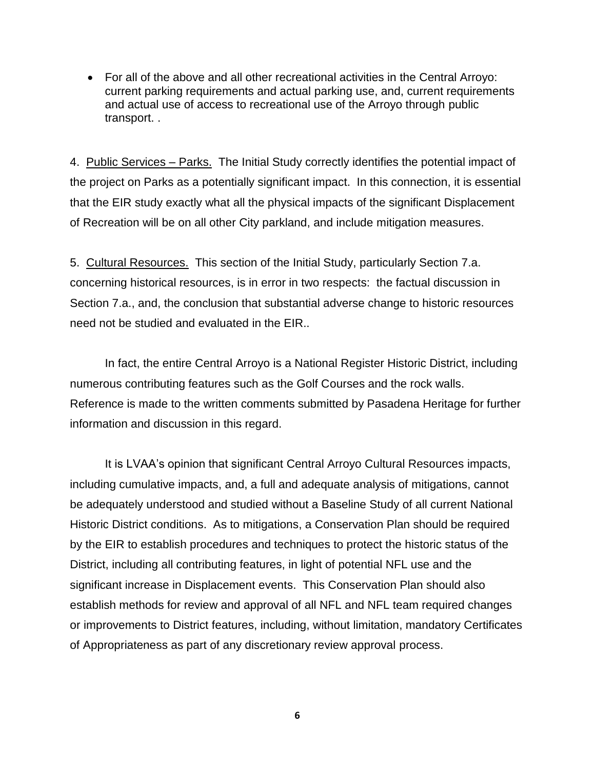- For all of the above and all other recreational activities in the Central Arroyo: current parking requirements and actual parking use, and, current requirements and actual use of access to recreational use of the Arroyo through public transport. .

4. Public Services – Parks. The Initial Study correctly identifies the potential impact of the project on Parks as a potentially significant impact. In this connection, it is essential that the EIR study exactly what all the physical impacts of the significant Displacement of Recreation will be on all other City parkland, and include mitigation measures.

5. Cultural Resources. This section of the Initial Study, particularly Section 7.a. concerning historical resources, is in error in two respects: the factual discussion in Section 7.a., and, the conclusion that substantial adverse change to historic resources need not be studied and evaluated in the EIR..

In fact, the entire Central Arroyo is a National Register Historic District, including numerous contributing features such as the Golf Courses and the rock walls. Reference is made to the written comments submitted by Pasadena Heritage for further information and discussion in this regard.

It is LVAA's opinion that significant Central Arroyo Cultural Resources impacts, including cumulative impacts, and, a full and adequate analysis of mitigations, cannot be adequately understood and studied without a Baseline Study of all current National Historic District conditions. As to mitigations, a Conservation Plan should be required by the EIR to establish procedures and techniques to protect the historic status of the District, including all contributing features, in light of potential NFL use and the significant increase in Displacement events. This Conservation Plan should also establish methods for review and approval of all NFL and NFL team required changes or improvements to District features, including, without limitation, mandatory Certificates of Appropriateness as part of any discretionary review approval process.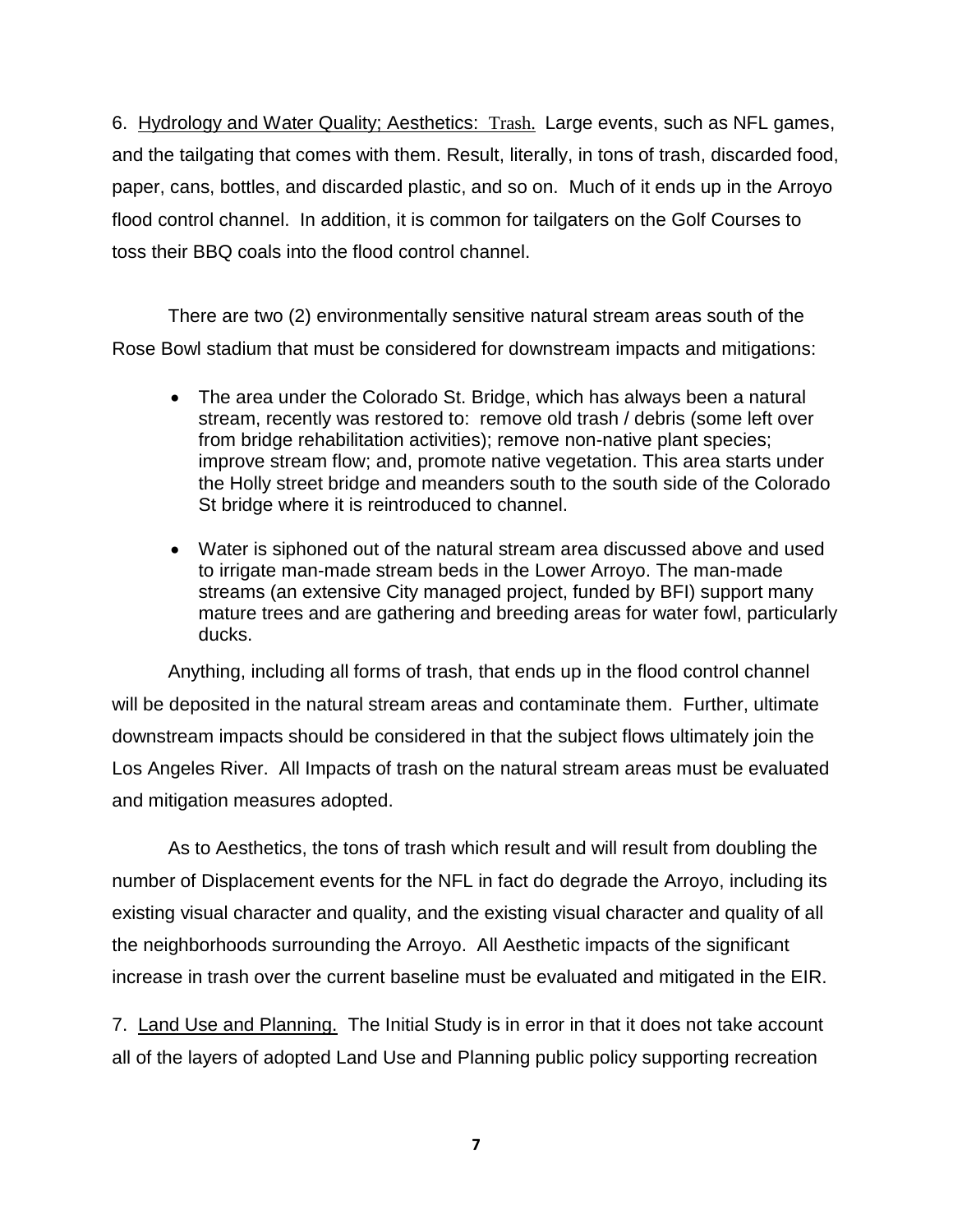6. <u>Hydrology and Water Quality; Aesthetics: Trash.</u> Large events, such as NFL games, and the tailgating that comes with them. Result, literally, in tons of trash, discarded food, paper, cans, bottles, and discarded plastic, and so on. Much of it ends up in the Arroyo flood control channel. In addition, it is common for tailgaters on the Golf Courses to toss their BBQ coals into the flood control channel.

There are two (2) environmentally sensitive natural stream areas south of the Rose Bowl stadium that must be considered for downstream impacts and mitigations:

- The area under the Colorado St. Bridge, which has always been a natural stream, recently was restored to: remove old trash / debris (some left over from bridge rehabilitation activities); remove non-native plant species; improve stream flow; and, promote native vegetation. This area starts under the Holly street bridge and meanders south to the south side of the Colorado St bridge where it is reintroduced to channel.
- Water is siphoned out of the natural stream area discussed above and used to irrigate man-made stream beds in the Lower Arroyo. The man-made streams (an extensive City managed project, funded by BFI) support many mature trees and are gathering and breeding areas for water fowl, particularly ducks.

Anything, including all forms of trash, that ends up in the flood control channel will be deposited in the natural stream areas and contaminate them. Further, ultimate downstream impacts should be considered in that the subject flows ultimately join the Los Angeles River. All Impacts of trash on the natural stream areas must be evaluated and mitigation measures adopted.

As to Aesthetics, the tons of trash which result and will result from doubling the number of Displacement events for the NFL in fact do degrade the Arroyo, including its existing visual character and quality, and the existing visual character and quality of all the neighborhoods surrounding the Arroyo. All Aesthetic impacts of the significant increase in trash over the current baseline must be evaluated and mitigated in the EIR.

7. <u>Land Use and Planning.</u> The Initial Study is in error in that it does not take account all of the layers of adopted Land Use and Planning public policy supporting recreation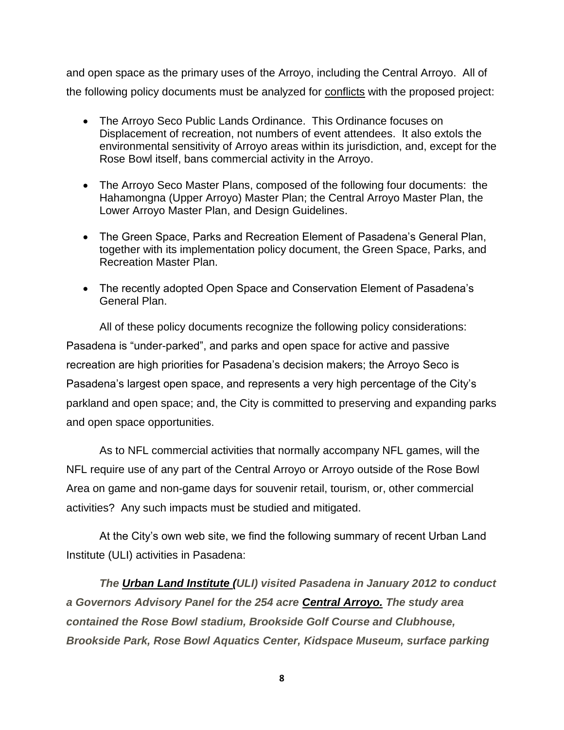and open space as the primary uses of the Arroyo, including the Central Arroyo. All of the following policy documents must be analyzed for <u>conflicts</u> with the proposed project:

- The Arroyo Seco Public Lands Ordinance. This Ordinance focuses on Displacement of recreation, not numbers of event attendees. It also extols the environmental sensitivity of Arroyo areas within its jurisdiction, and, except for the Rose Bowl itself, bans commercial activity in the Arroyo.
- The Arroyo Seco Master Plans, composed of the following four documents: the Hahamongna (Upper Arroyo) Master Plan; the Central Arroyo Master Plan, the Lower Arroyo Master Plan, and Design Guidelines.
- The Green Space, Parks and Recreation Element of Pasadena's General Plan, together with its implementation policy document, the Green Space, Parks, and Recreation Master Plan.
- The recently adopted Open Space and Conservation Element of Pasadena's General Plan.

All of these policy documents recognize the following policy considerations: Pasadena is "under-parked", and parks and open space for active and passive recreation are high priorities for Pasadena's decision makers; the Arroyo Seco is Pasadena's largest open space, and represents a very high percentage of the City's parkland and open space; and, the City is committed to preserving and expanding parks and open space opportunities.

As to NFL commercial activities that normally accompany NFL games, will the NFL require use of any part of the Central Arroyo or Arroyo outside of the Rose Bowl Area on game and non-game days for souvenir retail, tourism, or, other commercial activities? Any such impacts must be studied and mitigated.

At the City's own web site, we find the following summary of recent Urban Land Institute (ULI) activities in Pasadena:

***The <u>Urban Land Institute (</u>ULI) visited Pasadena in January 2012 to conduct a Governors Advisory Panel for the 254 acre <u>Central Arroyo.</u> The study area contained the Rose Bowl stadium, Brookside Golf Course and Clubhouse, Brookside Park, Rose Bowl Aquatics Center, Kidspace Museum, surface parking***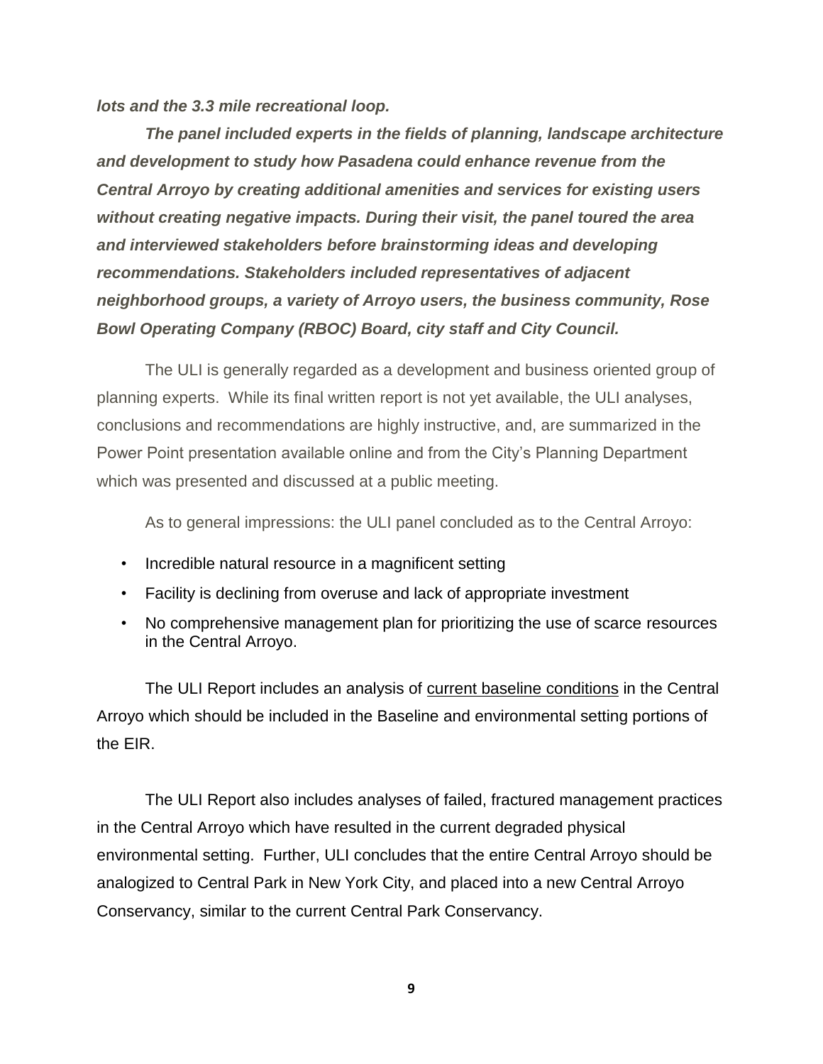***lots and the 3.3 mile recreational loop.***

***The panel included experts in the fields of planning, landscape architecture and development to study how Pasadena could enhance revenue from the Central Arroyo by creating additional amenities and services for existing users without creating negative impacts. During their visit, the panel toured the area and interviewed stakeholders before brainstorming ideas and developing recommendations. Stakeholders included representatives of adjacent neighborhood groups, a variety of Arroyo users, the business community, Rose Bowl Operating Company (RBOC) Board, city staff and City Council.***

The ULI is generally regarded as a development and business oriented group of planning experts. While its final written report is not yet available, the ULI analyses, conclusions and recommendations are highly instructive, and, are summarized in the Power Point presentation available online and from the City's Planning Department which was presented and discussed at a public meeting.

As to general impressions: the ULI panel concluded as to the Central Arroyo:

- Incredible natural resource in a magnificent setting
- Facility is declining from overuse and lack of appropriate investment
- No comprehensive management plan for prioritizing the use of scarce resources in the Central Arroyo.

The ULI Report includes an analysis of <u>current baseline conditions</u> in the Central Arroyo which should be included in the Baseline and environmental setting portions of the EIR.

The ULI Report also includes analyses of failed, fractured management practices in the Central Arroyo which have resulted in the current degraded physical environmental setting. Further, ULI concludes that the entire Central Arroyo should be analogized to Central Park in New York City, and placed into a new Central Arroyo Conservancy, similar to the current Central Park Conservancy.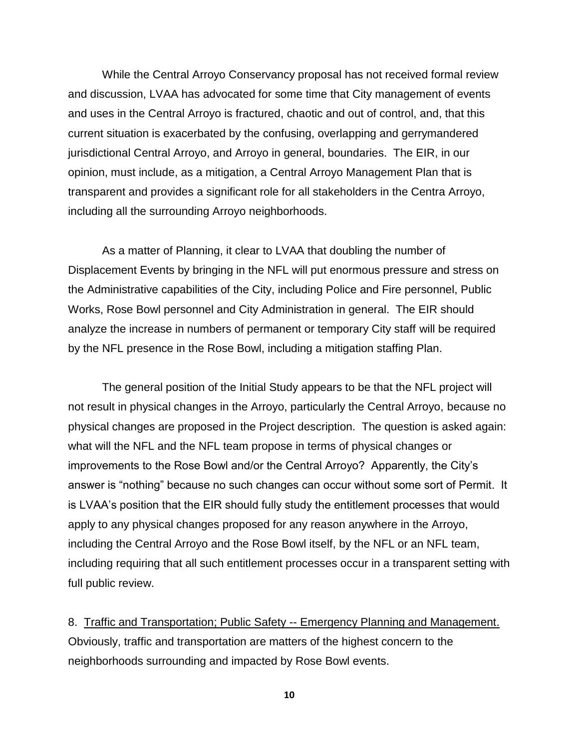While the Central Arroyo Conservancy proposal has not received formal review and discussion, LVAA has advocated for some time that City management of events and uses in the Central Arroyo is fractured, chaotic and out of control, and, that this current situation is exacerbated by the confusing, overlapping and gerrymandered jurisdictional Central Arroyo, and Arroyo in general, boundaries. The EIR, in our opinion, must include, as a mitigation, a Central Arroyo Management Plan that is transparent and provides a significant role for all stakeholders in the Centra Arroyo, including all the surrounding Arroyo neighborhoods.

As a matter of Planning, it clear to LVAA that doubling the number of Displacement Events by bringing in the NFL will put enormous pressure and stress on the Administrative capabilities of the City, including Police and Fire personnel, Public Works, Rose Bowl personnel and City Administration in general. The EIR should analyze the increase in numbers of permanent or temporary City staff will be required by the NFL presence in the Rose Bowl, including a mitigation staffing Plan.

The general position of the Initial Study appears to be that the NFL project will not result in physical changes in the Arroyo, particularly the Central Arroyo, because no physical changes are proposed in the Project description. The question is asked again: what will the NFL and the NFL team propose in terms of physical changes or improvements to the Rose Bowl and/or the Central Arroyo? Apparently, the City's answer is "nothing" because no such changes can occur without some sort of Permit. It is LVAA's position that the EIR should fully study the entitlement processes that would apply to any physical changes proposed for any reason anywhere in the Arroyo, including the Central Arroyo and the Rose Bowl itself, by the NFL or an NFL team, including requiring that all such entitlement processes occur in a transparent setting with full public review.

8. <u>Traffic and Transportation; Public Safety -- Emergency Planning and Management.</u> Obviously, traffic and transportation are matters of the highest concern to the neighborhoods surrounding and impacted by Rose Bowl events.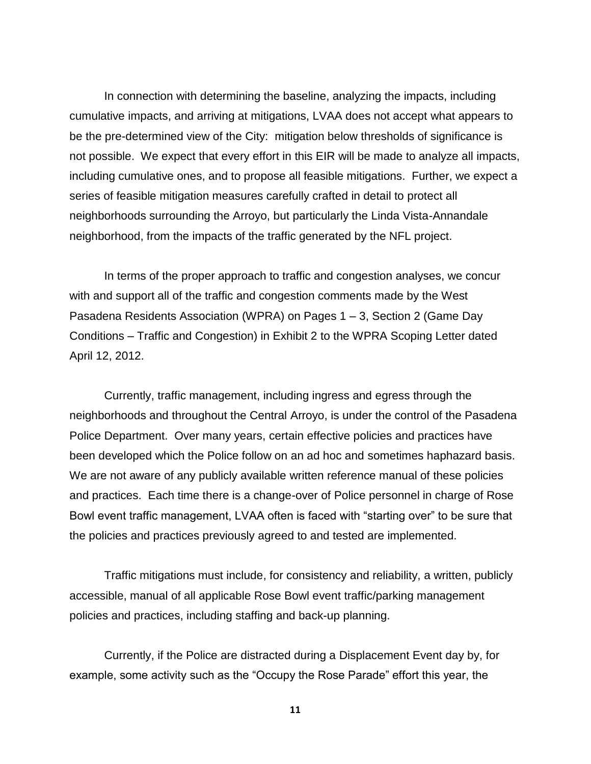In connection with determining the baseline, analyzing the impacts, including cumulative impacts, and arriving at mitigations, LVAA does not accept what appears to be the pre-determined view of the City: mitigation below thresholds of significance is not possible. We expect that every effort in this EIR will be made to analyze all impacts, including cumulative ones, and to propose all feasible mitigations. Further, we expect a series of feasible mitigation measures carefully crafted in detail to protect all neighborhoods surrounding the Arroyo, but particularly the Linda Vista-Annandale neighborhood, from the impacts of the traffic generated by the NFL project.

In terms of the proper approach to traffic and congestion analyses, we concur with and support all of the traffic and congestion comments made by the West Pasadena Residents Association (WPRA) on Pages 1 – 3, Section 2 (Game Day Conditions – Traffic and Congestion) in Exhibit 2 to the WPRA Scoping Letter dated April 12, 2012.

Currently, traffic management, including ingress and egress through the neighborhoods and throughout the Central Arroyo, is under the control of the Pasadena Police Department. Over many years, certain effective policies and practices have been developed which the Police follow on an ad hoc and sometimes haphazard basis. We are not aware of any publicly available written reference manual of these policies and practices. Each time there is a change-over of Police personnel in charge of Rose Bowl event traffic management, LVAA often is faced with "starting over" to be sure that the policies and practices previously agreed to and tested are implemented.

Traffic mitigations must include, for consistency and reliability, a written, publicly accessible, manual of all applicable Rose Bowl event traffic/parking management policies and practices, including staffing and back-up planning.

Currently, if the Police are distracted during a Displacement Event day by, for example, some activity such as the "Occupy the Rose Parade" effort this year, the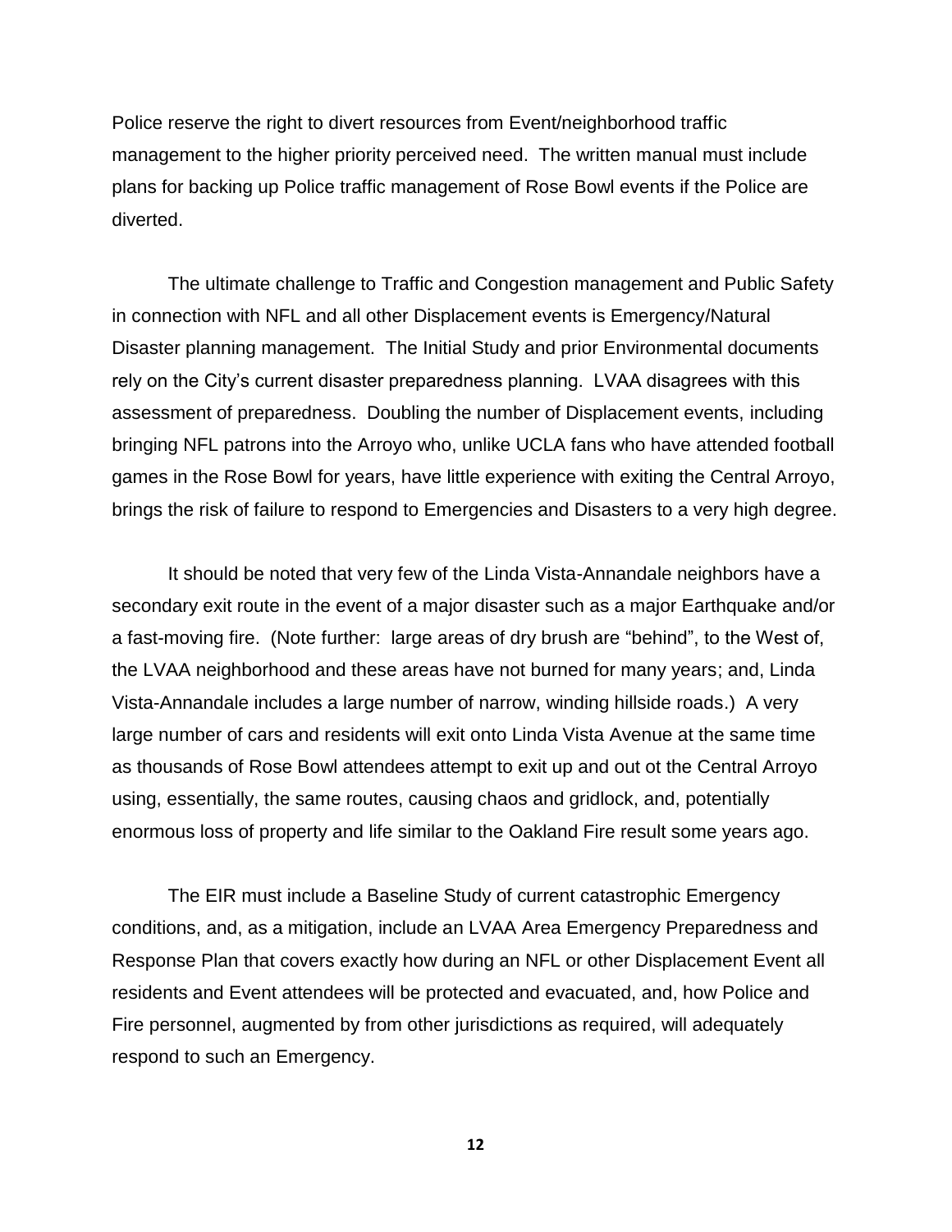Police reserve the right to divert resources from Event/neighborhood traffic management to the higher priority perceived need. The written manual must include plans for backing up Police traffic management of Rose Bowl events if the Police are diverted.

The ultimate challenge to Traffic and Congestion management and Public Safety in connection with NFL and all other Displacement events is Emergency/Natural Disaster planning management. The Initial Study and prior Environmental documents rely on the City's current disaster preparedness planning. LVAA disagrees with this assessment of preparedness. Doubling the number of Displacement events, including bringing NFL patrons into the Arroyo who, unlike UCLA fans who have attended football games in the Rose Bowl for years, have little experience with exiting the Central Arroyo, brings the risk of failure to respond to Emergencies and Disasters to a very high degree.

It should be noted that very few of the Linda Vista-Annandale neighbors have a secondary exit route in the event of a major disaster such as a major Earthquake and/or a fast-moving fire. (Note further: large areas of dry brush are "behind", to the West of, the LVAA neighborhood and these areas have not burned for many years; and, Linda Vista-Annandale includes a large number of narrow, winding hillside roads.) A very large number of cars and residents will exit onto Linda Vista Avenue at the same time as thousands of Rose Bowl attendees attempt to exit up and out ot the Central Arroyo using, essentially, the same routes, causing chaos and gridlock, and, potentially enormous loss of property and life similar to the Oakland Fire result some years ago.

The EIR must include a Baseline Study of current catastrophic Emergency conditions, and, as a mitigation, include an LVAA Area Emergency Preparedness and Response Plan that covers exactly how during an NFL or other Displacement Event all residents and Event attendees will be protected and evacuated, and, how Police and Fire personnel, augmented by from other jurisdictions as required, will adequately respond to such an Emergency.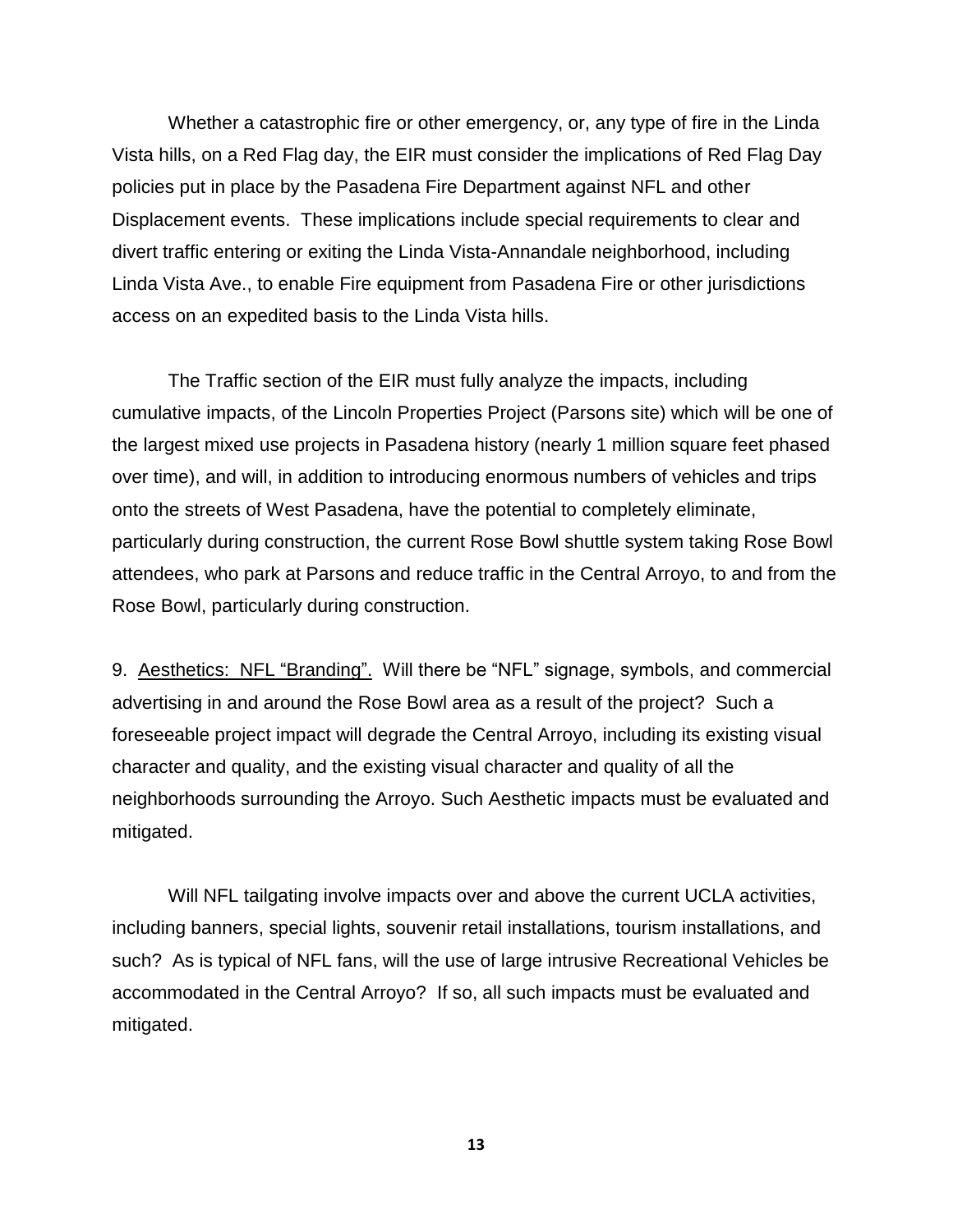Whether a catastrophic fire or other emergency, or, any type of fire in the Linda Vista hills, on a Red Flag day, the EIR must consider the implications of Red Flag Day policies put in place by the Pasadena Fire Department against NFL and other Displacement events. These implications include special requirements to clear and divert traffic entering or exiting the Linda Vista-Annandale neighborhood, including Linda Vista Ave., to enable Fire equipment from Pasadena Fire or other jurisdictions access on an expedited basis to the Linda Vista hills.

The Traffic section of the EIR must fully analyze the impacts, including cumulative impacts, of the Lincoln Properties Project (Parsons site) which will be one of the largest mixed use projects in Pasadena history (nearly 1 million square feet phased over time), and will, in addition to introducing enormous numbers of vehicles and trips onto the streets of West Pasadena, have the potential to completely eliminate, particularly during construction, the current Rose Bowl shuttle system taking Rose Bowl attendees, who park at Parsons and reduce traffic in the Central Arroyo, to and from the Rose Bowl, particularly during construction.

9. <u>Aesthetics: NFL "Branding".</u> Will there be "NFL" signage, symbols, and commercial advertising in and around the Rose Bowl area as a result of the project? Such a foreseeable project impact will degrade the Central Arroyo, including its existing visual character and quality, and the existing visual character and quality of all the neighborhoods surrounding the Arroyo. Such Aesthetic impacts must be evaluated and mitigated.

Will NFL tailgating involve impacts over and above the current UCLA activities, including banners, special lights, souvenir retail installations, tourism installations, and such? As is typical of NFL fans, will the use of large intrusive Recreational Vehicles be accommodated in the Central Arroyo? If so, all such impacts must be evaluated and mitigated.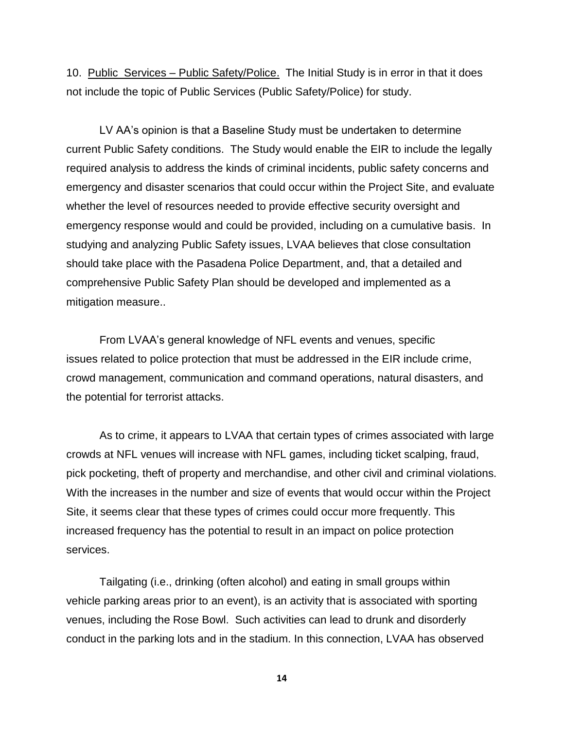10. <u>Public Services – Public Safety/Police.</u> The Initial Study is in error in that it does not include the topic of Public Services (Public Safety/Police) for study.

LV AA's opinion is that a Baseline Study must be undertaken to determine current Public Safety conditions. The Study would enable the EIR to include the legally required analysis to address the kinds of criminal incidents, public safety concerns and emergency and disaster scenarios that could occur within the Project Site, and evaluate whether the level of resources needed to provide effective security oversight and emergency response would and could be provided, including on a cumulative basis. In studying and analyzing Public Safety issues, LVAA believes that close consultation should take place with the Pasadena Police Department, and, that a detailed and comprehensive Public Safety Plan should be developed and implemented as a mitigation measure..

From LVAA's general knowledge of NFL events and venues, specific issues related to police protection that must be addressed in the EIR include crime, crowd management, communication and command operations, natural disasters, and the potential for terrorist attacks.

As to crime, it appears to LVAA that certain types of crimes associated with large crowds at NFL venues will increase with NFL games, including ticket scalping, fraud, pick pocketing, theft of property and merchandise, and other civil and criminal violations. With the increases in the number and size of events that would occur within the Project Site, it seems clear that these types of crimes could occur more frequently. This increased frequency has the potential to result in an impact on police protection services.

Tailgating (i.e., drinking (often alcohol) and eating in small groups within vehicle parking areas prior to an event), is an activity that is associated with sporting venues, including the Rose Bowl. Such activities can lead to drunk and disorderly conduct in the parking lots and in the stadium. In this connection, LVAA has observed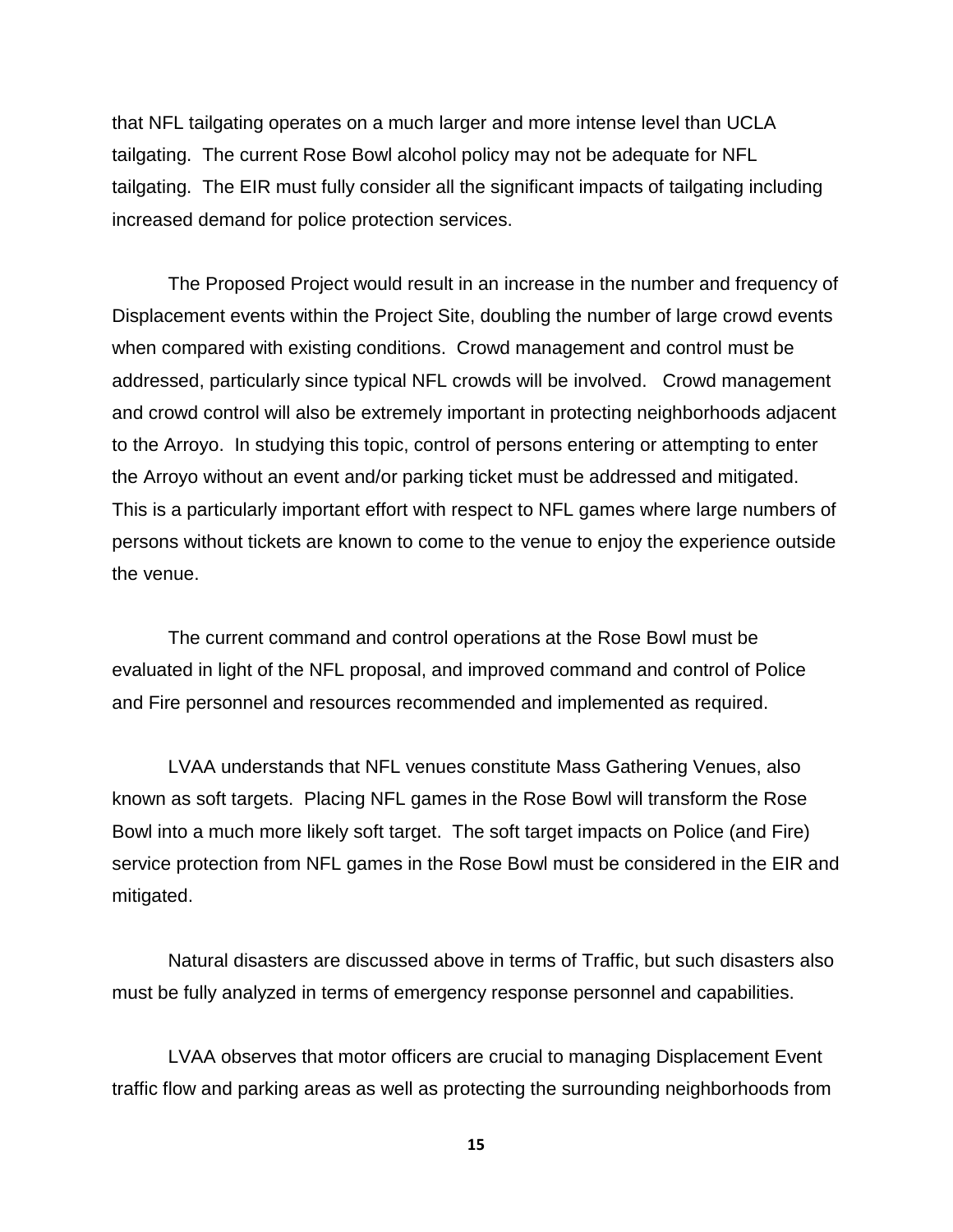that NFL tailgating operates on a much larger and more intense level than UCLA tailgating. The current Rose Bowl alcohol policy may not be adequate for NFL tailgating. The EIR must fully consider all the significant impacts of tailgating including increased demand for police protection services.

The Proposed Project would result in an increase in the number and frequency of Displacement events within the Project Site, doubling the number of large crowd events when compared with existing conditions. Crowd management and control must be addressed, particularly since typical NFL crowds will be involved. Crowd management and crowd control will also be extremely important in protecting neighborhoods adjacent to the Arroyo. In studying this topic, control of persons entering or attempting to enter the Arroyo without an event and/or parking ticket must be addressed and mitigated. This is a particularly important effort with respect to NFL games where large numbers of persons without tickets are known to come to the venue to enjoy the experience outside the venue.

The current command and control operations at the Rose Bowl must be evaluated in light of the NFL proposal, and improved command and control of Police and Fire personnel and resources recommended and implemented as required.

LVAA understands that NFL venues constitute Mass Gathering Venues, also known as soft targets. Placing NFL games in the Rose Bowl will transform the Rose Bowl into a much more likely soft target. The soft target impacts on Police (and Fire) service protection from NFL games in the Rose Bowl must be considered in the EIR and mitigated.

Natural disasters are discussed above in terms of Traffic, but such disasters also must be fully analyzed in terms of emergency response personnel and capabilities.

LVAA observes that motor officers are crucial to managing Displacement Event traffic flow and parking areas as well as protecting the surrounding neighborhoods from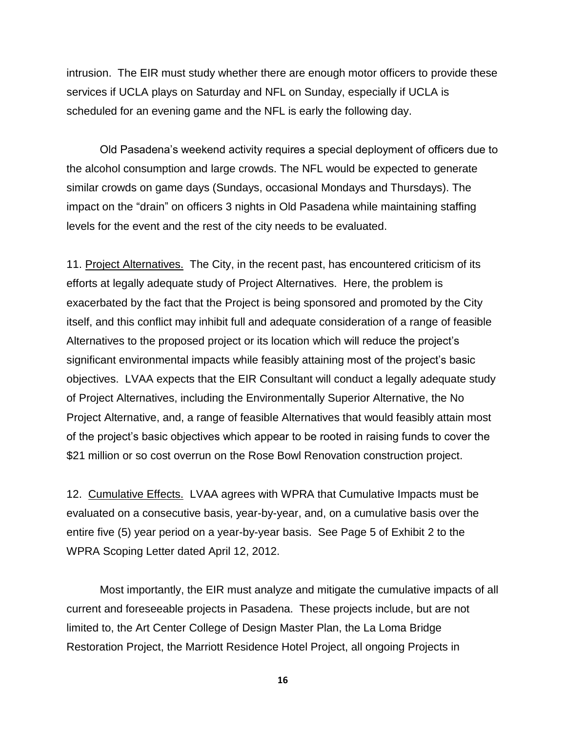intrusion. The EIR must study whether there are enough motor officers to provide these services if UCLA plays on Saturday and NFL on Sunday, especially if UCLA is scheduled for an evening game and the NFL is early the following day.

Old Pasadena's weekend activity requires a special deployment of officers due to the alcohol consumption and large crowds. The NFL would be expected to generate similar crowds on game days (Sundays, occasional Mondays and Thursdays). The impact on the "drain" on officers 3 nights in Old Pasadena while maintaining staffing levels for the event and the rest of the city needs to be evaluated.

11. <u>Project Alternatives.</u> The City, in the recent past, has encountered criticism of its efforts at legally adequate study of Project Alternatives. Here, the problem is exacerbated by the fact that the Project is being sponsored and promoted by the City itself, and this conflict may inhibit full and adequate consideration of a range of feasible Alternatives to the proposed project or its location which will reduce the project's significant environmental impacts while feasibly attaining most of the project's basic objectives. LVAA expects that the EIR Consultant will conduct a legally adequate study of Project Alternatives, including the Environmentally Superior Alternative, the No Project Alternative, and, a range of feasible Alternatives that would feasibly attain most of the project's basic objectives which appear to be rooted in raising funds to cover the $21 million or so cost overrun on the Rose Bowl Renovation construction project.

12. <u>Cumulative Effects.</u> LVAA agrees with WPRA that Cumulative Impacts must be evaluated on a consecutive basis, year-by-year, and, on a cumulative basis over the entire five (5) year period on a year-by-year basis. See Page 5 of Exhibit 2 to the WPRA Scoping Letter dated April 12, 2012.

Most importantly, the EIR must analyze and mitigate the cumulative impacts of all current and foreseeable projects in Pasadena. These projects include, but are not limited to, the Art Center College of Design Master Plan, the La Loma Bridge Restoration Project, the Marriott Residence Hotel Project, all ongoing Projects in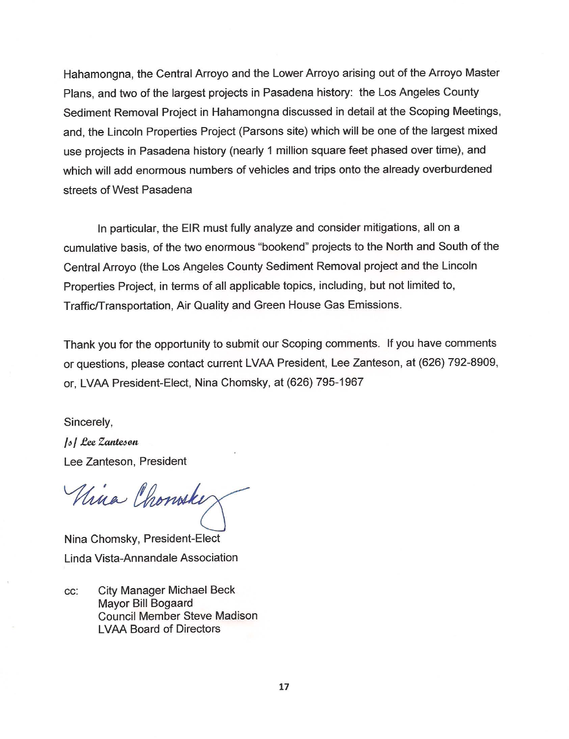Hahamongna, the Central Arroyo and the Lower Arroyo arising out of the Arroyo Master Plans, and two of the largest projects in Pasadena history: the Los Angeles County Sediment Removal Project in Hahamongna discussed in detail at the Scoping Meetings, and, the Lincoln Properties Project (Parsons site) which will be one of the largest mixed use projects in Pasadena history (nearly 1 million square feet phased over time), and which will add enormous numbers of vehicles and trips onto the already overburdened streets of West Pasadena

In particular, the EIR must fully analyze and consider mitigations, all on a cumulative basis, of the two enormous "bookend" projects to the North and South of the Central Arroyo (the Los Angeles County Sediment Removal project and the Lincoln Properties Project, in terms of all applicable topics, including, but not limited to, Traffic/Transportation, Air Quality and Green House Gas Emissions.

Thank you for the opportunity to submit our Scoping comments. If you have comments or questions, please contact current LVAA President, Lee Zanteson, at (626) 792-8909, or, LVAA President-Elect, Nina Chomsky, at (626) 795-1967

Sincerely,

*/s/ Lee Zanteson*

Lee Zanteson, President

Nina Chomsky, President-Elect
Linda Vista-Annandale Association

cc: City Manager Michael Beck
Mayor Bill Bogaard
Council Member Steve Madison
LVAA Board of Directors